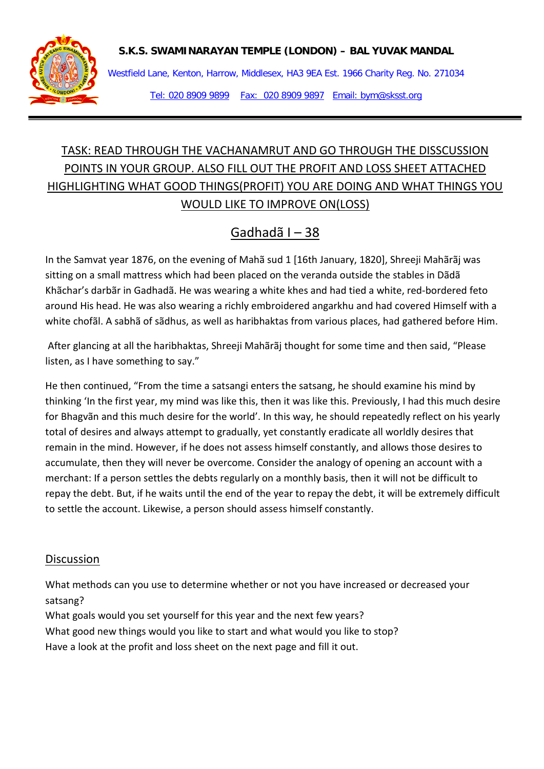**S.K.S. SWAMINARAYAN TEMPLE (LONDON) – BAL YUVAK MANDAL**

Westfield Lane, Kenton, Harrow, Middlesex, HA3 9EA Est. 1966 Charity Reg. No. 271034

Tel: 020 8909 9899 Fax: 020 8909 9897 Email: bym@sksst.org

---

## TASK: READ THROUGH THE VACHANAMRUT AND GO THROUGH THE DISSCUSSION POINTS IN YOUR GROUP. ALSO FILL OUT THE PROFIT AND LOSS SHEET ATTACHED HIGHLIGHTING WHAT GOOD THINGS(PROFIT) YOU ARE DOING AND WHAT THINGS YOU WOULD LIKE TO IMPROVE ON(LOSS)

## Gadhadã I – 38

In the Samvat year 1876, on the evening of Mahã sud 1 [16th January, 1820], Shreeji Mahãrãj was sitting on a small mattress which had been placed on the veranda outside the stables in Dãdã Khãchar's darbãr in Gadhadã. He was wearing a white khes and had tied a white, red-bordered feto around His head. He was also wearing a richly embroidered angarkhu and had covered Himself with a white chofãl. A sabhã of sãdhus, as well as haribhaktas from various places, had gathered before Him.

After glancing at all the haribhaktas, Shreeji Mahãrãj thought for some time and then said, "Please listen, as I have something to say."

He then continued, "From the time a satsangi enters the satsang, he should examine his mind by thinking 'In the first year, my mind was like this, then it was like this. Previously, I had this much desire for Bhagvãn and this much desire for the world'. In this way, he should repeatedly reflect on his yearly total of desires and always attempt to gradually, yet constantly eradicate all worldly desires that remain in the mind. However, if he does not assess himself constantly, and allows those desires to accumulate, then they will never be overcome. Consider the analogy of opening an account with a merchant: If a person settles the debts regularly on a monthly basis, then it will not be difficult to repay the debt. But, if he waits until the end of the year to repay the debt, it will be extremely difficult to settle the account. Likewise, a person should assess himself constantly.

### Discussion

What methods can you use to determine whether or not you have increased or decreased your satsang?
What goals would you set yourself for this year and the next few years?
What good new things would you like to start and what would you like to stop?
Have a look at the profit and loss sheet on the next page and fill it out.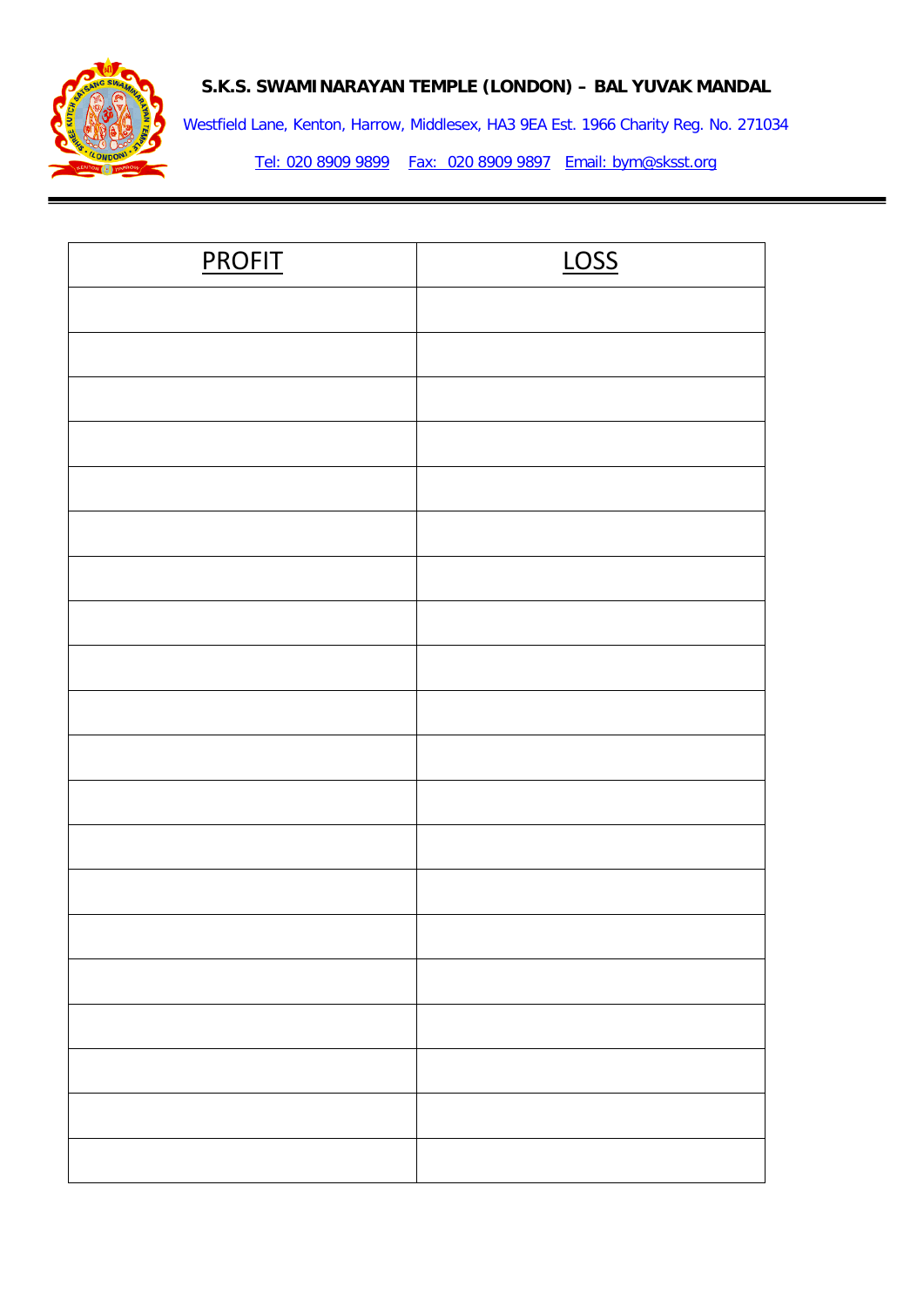**S.K.S. SWAMINARAYAN TEMPLE (LONDON) – BAL YUVAK MANDAL**

Westfield Lane, Kenton, Harrow, Middlesex, HA3 9EA Est. 1966 Charity Reg. No. 271034

Tel: 020 8909 9899 Fax: 020 8909 9897 Email: bym@sksst.org

| PROFIT | LOSS |
|---|---|
| | |
| | |
| | |
| | |
| | |
| | |
| | |
| | |
| | |
| | |
| | |
| | |
| | |
| | |
| | |
| | |
| | |
| | |
| | |
| | |